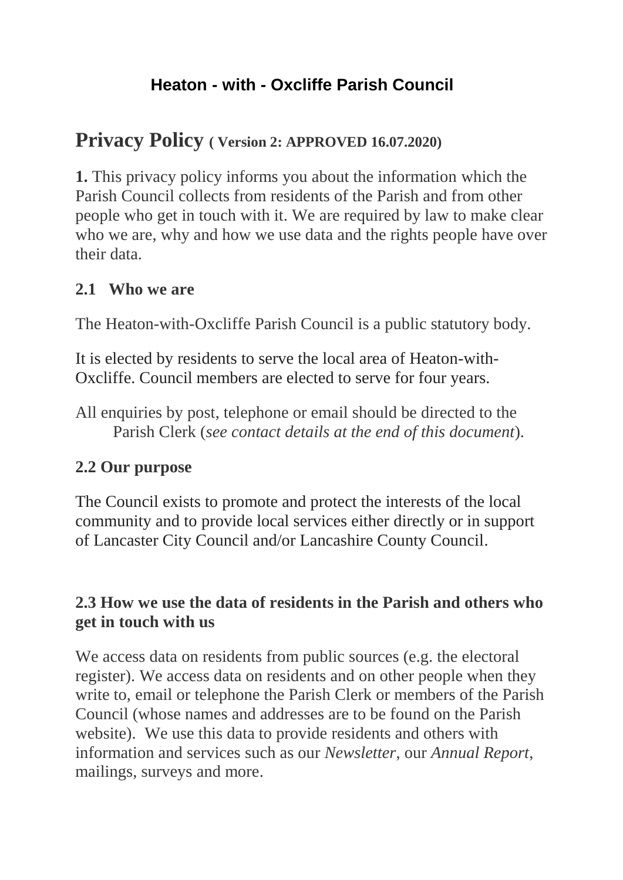# Heaton - with - Oxcliffe Parish Council

## Privacy Policy ( Version 2: APPROVED 16.07.2020)

**1.** This privacy policy informs you about the information which the Parish Council collects from residents of the Parish and from other people who get in touch with it. We are required by law to make clear who we are, why and how we use data and the rights people have over their data.

### 2.1 Who we are

The Heaton-with-Oxcliffe Parish Council is a public statutory body.

It is elected by residents to serve the local area of Heaton-with-Oxcliffe. Council members are elected to serve for four years.

All enquiries by post, telephone or email should be directed to the Parish Clerk (*see contact details at the end of this document*).

### 2.2 Our purpose

The Council exists to promote and protect the interests of the local community and to provide local services either directly or in support of Lancaster City Council and/or Lancashire County Council.

### 2.3 How we use the data of residents in the Parish and others who get in touch with us

We access data on residents from public sources (e.g. the electoral register). We access data on residents and on other people when they write to, email or telephone the Parish Clerk or members of the Parish Council (whose names and addresses are to be found on the Parish website). We use this data to provide residents and others with information and services such as our *Newsletter*, our *Annual Report*, mailings, surveys and more.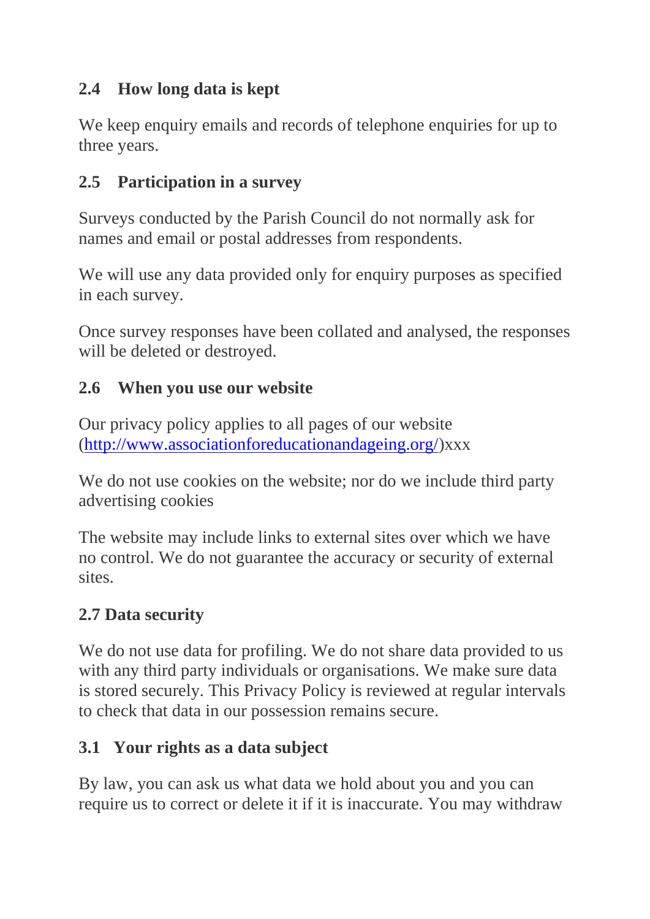## 2.4 How long data is kept

We keep enquiry emails and records of telephone enquiries for up to three years.

## 2.5 Participation in a survey

Surveys conducted by the Parish Council do not normally ask for names and email or postal addresses from respondents.

We will use any data provided only for enquiry purposes as specified in each survey.

Once survey responses have been collated and analysed, the responses will be deleted or destroyed.

## 2.6 When you use our website

Our privacy policy applies to all pages of our website (http://www.associationforeducationandageing.org/)xxx

We do not use cookies on the website; nor do we include third party advertising cookies

The website may include links to external sites over which we have no control. We do not guarantee the accuracy or security of external sites.

## 2.7 Data security

We do not use data for profiling. We do not share data provided to us with any third party individuals or organisations. We make sure data is stored securely. This Privacy Policy is reviewed at regular intervals to check that data in our possession remains secure.

## 3.1 Your rights as a data subject

By law, you can ask us what data we hold about you and you can require us to correct or delete it if it is inaccurate. You may withdraw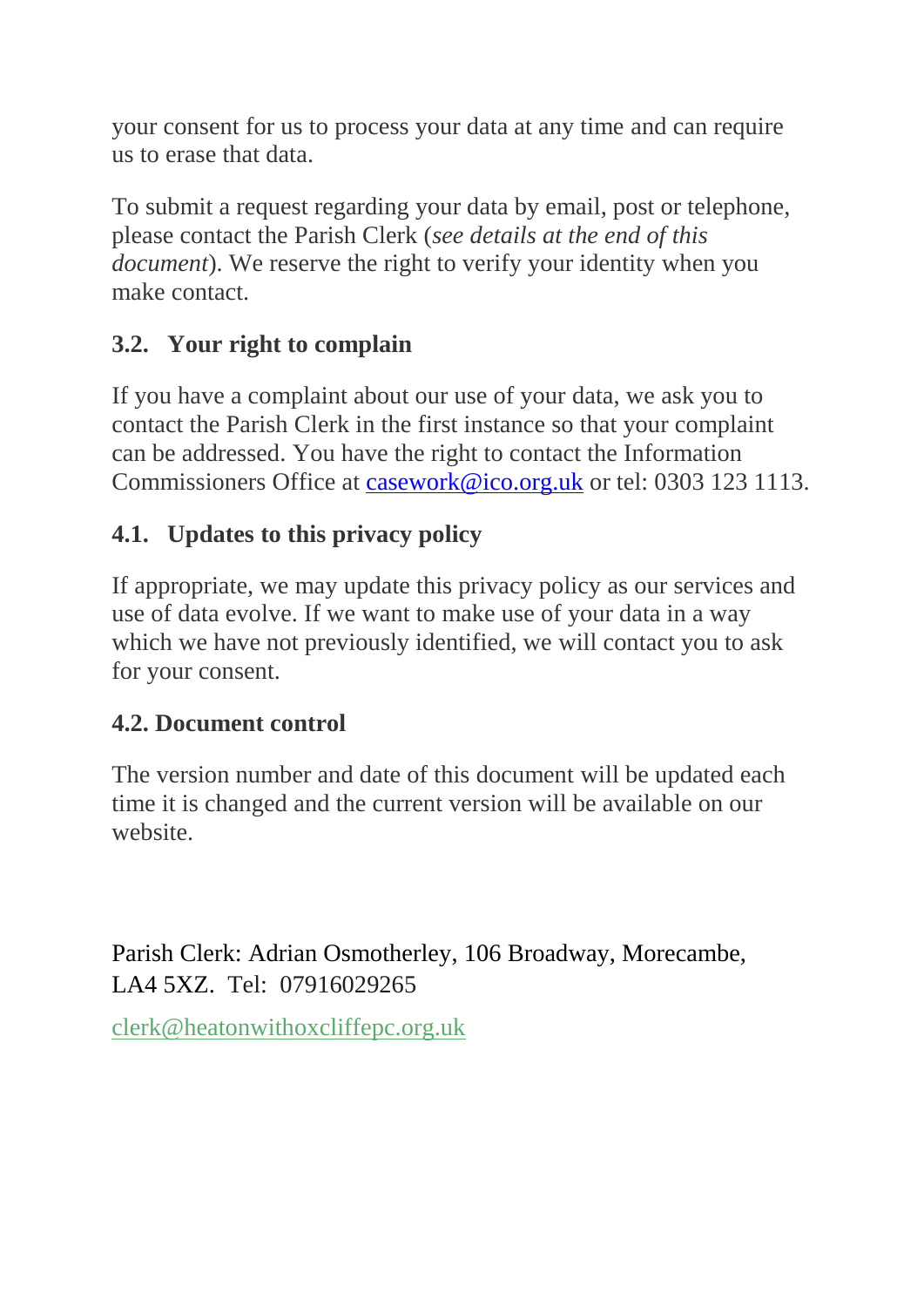your consent for us to process your data at any time and can require us to erase that data.

To submit a request regarding your data by email, post or telephone, please contact the Parish Clerk (*see details at the end of this document*). We reserve the right to verify your identity when you make contact.

### 3.2. Your right to complain

If you have a complaint about our use of your data, we ask you to contact the Parish Clerk in the first instance so that your complaint can be addressed. You have the right to contact the Information Commissioners Office at casework@ico.org.uk or tel: 0303 123 1113.

### 4.1. Updates to this privacy policy

If appropriate, we may update this privacy policy as our services and use of data evolve. If we want to make use of your data in a way which we have not previously identified, we will contact you to ask for your consent.

### 4.2. Document control

The version number and date of this document will be updated each time it is changed and the current version will be available on our website.

Parish Clerk: Adrian Osmotherley, 106 Broadway, Morecambe, LA4 5XZ. Tel: 07916029265

clerk@heatonwithoxcliffepc.org.uk